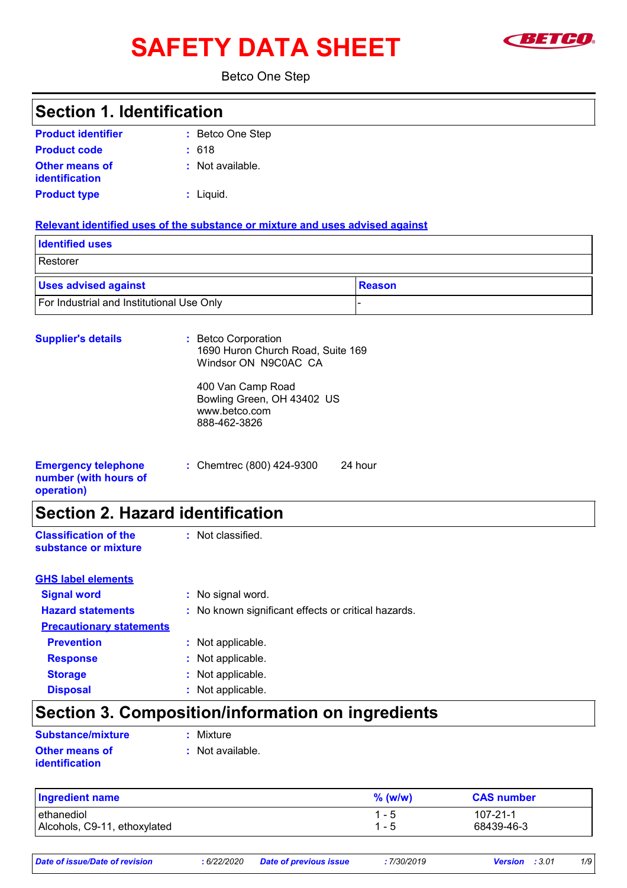# SAFETY DATA SHEET

Betco One Step

## Section 1. Identification

**Product identifier** : Betco One Step

**Product code** : 618

**Other means of identification** : Not available.

**Product type** : Liquid.

**Relevant identified uses of the substance or mixture and uses advised against**

| Identified uses |
| --- |
| Restorer |

| Uses advised against | Reason |
| --- | --- |
| For Industrial and Institutional Use Only | - |

**Supplier's details** : Betco Corporation
1690 Huron Church Road, Suite 169
Windsor ON N9C0AC CA

400 Van Camp Road
Bowling Green, OH 43402 US
www.betco.com
888-462-3826

**Emergency telephone number (with hours of operation)** : Chemtrec (800) 424-9300 24 hour

## Section 2. Hazard identification

**Classification of the substance or mixture** : Not classified.

**GHS label elements**

**Signal word** : No signal word.

**Hazard statements** : No known significant effects or critical hazards.

**Precautionary statements**

**Prevention** : Not applicable.

**Response** : Not applicable.

**Storage** : Not applicable.

**Disposal** : Not applicable.

## Section 3. Composition/information on ingredients

**Substance/mixture** : Mixture

**Other means of identification** : Not available.

| Ingredient name | % (w/w) | CAS number |
| --- | --- | --- |
| ethanediol | 1 - 5 | 107-21-1 |
| Alcohols, C9-11, ethoxylated | 1 - 5 | 68439-46-3 |

*Date of issue/Date of revision : 6/22/2020 Date of previous issue : 7/30/2019 Version : 3.01*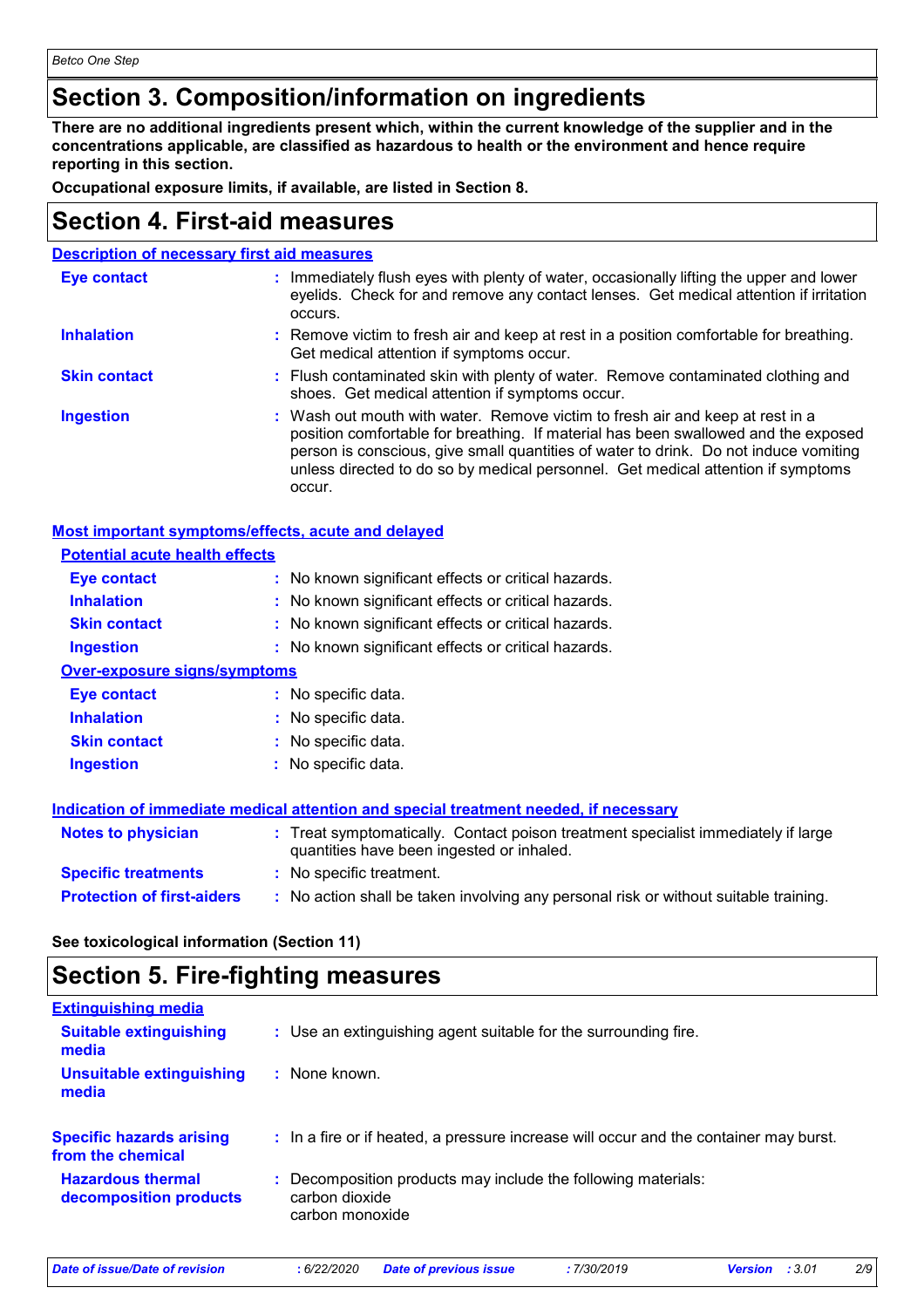## Section 3. Composition/information on ingredients

**There are no additional ingredients present which, within the current knowledge of the supplier and in the concentrations applicable, are classified as hazardous to health or the environment and hence require reporting in this section.**

**Occupational exposure limits, if available, are listed in Section 8.**

## Section 4. First-aid measures

### Description of necessary first aid measures

**Eye contact** : Immediately flush eyes with plenty of water, occasionally lifting the upper and lower eyelids. Check for and remove any contact lenses. Get medical attention if irritation occurs.

**Inhalation** : Remove victim to fresh air and keep at rest in a position comfortable for breathing. Get medical attention if symptoms occur.

**Skin contact** : Flush contaminated skin with plenty of water. Remove contaminated clothing and shoes. Get medical attention if symptoms occur.

**Ingestion** : Wash out mouth with water. Remove victim to fresh air and keep at rest in a position comfortable for breathing. If material has been swallowed and the exposed person is conscious, give small quantities of water to drink. Do not induce vomiting unless directed to do so by medical personnel. Get medical attention if symptoms occur.

### Most important symptoms/effects, acute and delayed

#### Potential acute health effects

**Eye contact** : No known significant effects or critical hazards.

**Inhalation** : No known significant effects or critical hazards.

**Skin contact** : No known significant effects or critical hazards.

**Ingestion** : No known significant effects or critical hazards.

#### Over-exposure signs/symptoms

**Eye contact** : No specific data.

**Inhalation** : No specific data.

**Skin contact** : No specific data.

**Ingestion** : No specific data.

### Indication of immediate medical attention and special treatment needed, if necessary

**Notes to physician** : Treat symptomatically. Contact poison treatment specialist immediately if large quantities have been ingested or inhaled.

**Specific treatments** : No specific treatment.

**Protection of first-aiders** : No action shall be taken involving any personal risk or without suitable training.

**See toxicological information (Section 11)**

## Section 5. Fire-fighting measures

### Extinguishing media

**Suitable extinguishing media** : Use an extinguishing agent suitable for the surrounding fire.

**Unsuitable extinguishing media** : None known.

**Specific hazards arising from the chemical** : In a fire or if heated, a pressure increase will occur and the container may burst.

**Hazardous thermal decomposition products** : Decomposition products may include the following materials:
carbon dioxide
carbon monoxide

*Date of issue/Date of revision* : 6/22/2020 *Date of previous issue* : 7/30/2019 *Version* : 3.01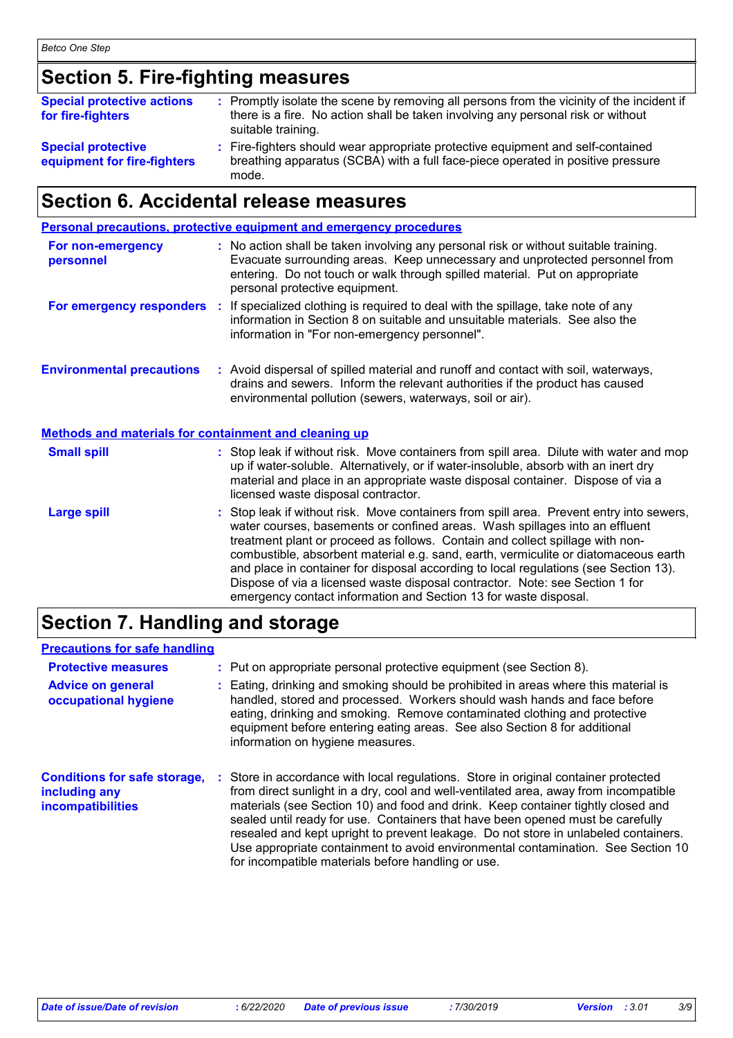## Section 5. Fire-fighting measures

**Special protective actions for fire-fighters** : Promptly isolate the scene by removing all persons from the vicinity of the incident if there is a fire. No action shall be taken involving any personal risk or without suitable training.

**Special protective equipment for fire-fighters** : Fire-fighters should wear appropriate protective equipment and self-contained breathing apparatus (SCBA) with a full face-piece operated in positive pressure mode.

## Section 6. Accidental release measures

### Personal precautions, protective equipment and emergency procedures

**For non-emergency personnel** : No action shall be taken involving any personal risk or without suitable training. Evacuate surrounding areas. Keep unnecessary and unprotected personnel from entering. Do not touch or walk through spilled material. Put on appropriate personal protective equipment.

**For emergency responders** : If specialized clothing is required to deal with the spillage, take note of any information in Section 8 on suitable and unsuitable materials. See also the information in "For non-emergency personnel".

**Environmental precautions** : Avoid dispersal of spilled material and runoff and contact with soil, waterways, drains and sewers. Inform the relevant authorities if the product has caused environmental pollution (sewers, waterways, soil or air).

### Methods and materials for containment and cleaning up

**Small spill** : Stop leak if without risk. Move containers from spill area. Dilute with water and mop up if water-soluble. Alternatively, or if water-insoluble, absorb with an inert dry material and place in an appropriate waste disposal container. Dispose of via a licensed waste disposal contractor.

**Large spill** : Stop leak if without risk. Move containers from spill area. Prevent entry into sewers, water courses, basements or confined areas. Wash spillages into an effluent treatment plant or proceed as follows. Contain and collect spillage with non-combustible, absorbent material e.g. sand, earth, vermiculite or diatomaceous earth and place in container for disposal according to local regulations (see Section 13). Dispose of via a licensed waste disposal contractor. Note: see Section 1 for emergency contact information and Section 13 for waste disposal.

## Section 7. Handling and storage

### Precautions for safe handling

**Protective measures** : Put on appropriate personal protective equipment (see Section 8).

**Advice on general occupational hygiene** : Eating, drinking and smoking should be prohibited in areas where this material is handled, stored and processed. Workers should wash hands and face before eating, drinking and smoking. Remove contaminated clothing and protective equipment before entering eating areas. See also Section 8 for additional information on hygiene measures.

**Conditions for safe storage, including any incompatibilities** : Store in accordance with local regulations. Store in original container protected from direct sunlight in a dry, cool and well-ventilated area, away from incompatible materials (see Section 10) and food and drink. Keep container tightly closed and sealed until ready for use. Containers that have been opened must be carefully resealed and kept upright to prevent leakage. Do not store in unlabeled containers. Use appropriate containment to avoid environmental contamination. See Section 10 for incompatible materials before handling or use.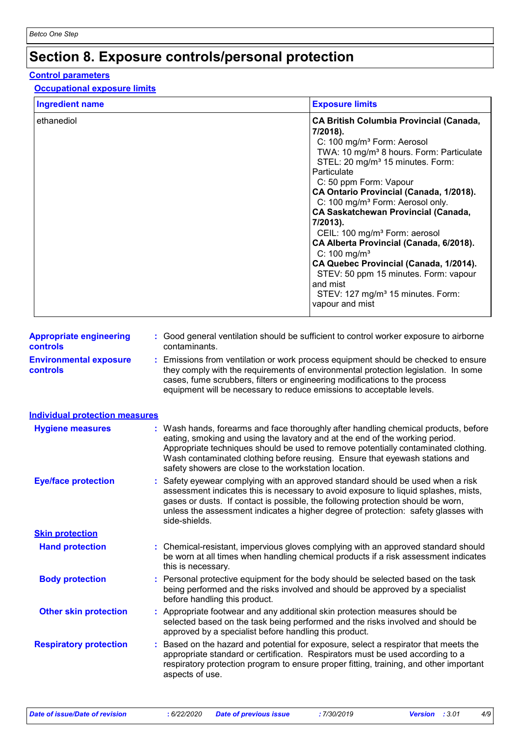# Section 8. Exposure controls/personal protection

## Control parameters

### Occupational exposure limits

| Ingredient name | Exposure limits |
| --- | --- |
| ethanediol | **CA British Columbia Provincial (Canada, 7/2018).**<br>C: 100 mg/m³ Form: Aerosol<br>TWA: 10 mg/m³ 8 hours. Form: Particulate<br>STEL: 20 mg/m³ 15 minutes. Form: Particulate<br>C: 50 ppm Form: Vapour<br>**CA Ontario Provincial (Canada, 1/2018).**<br>C: 100 mg/m³ Form: Aerosol only.<br>**CA Saskatchewan Provincial (Canada, 7/2013).**<br>CEIL: 100 mg/m³ Form: aerosol<br>**CA Alberta Provincial (Canada, 6/2018).**<br>C: 100 mg/m³<br>**CA Quebec Provincial (Canada, 1/2014).**<br>STEV: 50 ppm 15 minutes. Form: vapour and mist<br>STEV: 127 mg/m³ 15 minutes. Form: vapour and mist |

**Appropriate engineering controls** : Good general ventilation should be sufficient to control worker exposure to airborne contaminants.

**Environmental exposure controls** : Emissions from ventilation or work process equipment should be checked to ensure they comply with the requirements of environmental protection legislation. In some cases, fume scrubbers, filters or engineering modifications to the process equipment will be necessary to reduce emissions to acceptable levels.

## Individual protection measures

**Hygiene measures** : Wash hands, forearms and face thoroughly after handling chemical products, before eating, smoking and using the lavatory and at the end of the working period. Appropriate techniques should be used to remove potentially contaminated clothing. Wash contaminated clothing before reusing. Ensure that eyewash stations and safety showers are close to the workstation location.

**Eye/face protection** : Safety eyewear complying with an approved standard should be used when a risk assessment indicates this is necessary to avoid exposure to liquid splashes, mists, gases or dusts. If contact is possible, the following protection should be worn, unless the assessment indicates a higher degree of protection: safety glasses with side-shields.

### Skin protection

**Hand protection** : Chemical-resistant, impervious gloves complying with an approved standard should be worn at all times when handling chemical products if a risk assessment indicates this is necessary.

**Body protection** : Personal protective equipment for the body should be selected based on the task being performed and the risks involved and should be approved by a specialist before handling this product.

**Other skin protection** : Appropriate footwear and any additional skin protection measures should be selected based on the task being performed and the risks involved and should be approved by a specialist before handling this product.

**Respiratory protection** : Based on the hazard and potential for exposure, select a respirator that meets the appropriate standard or certification. Respirators must be used according to a respiratory protection program to ensure proper fitting, training, and other important aspects of use.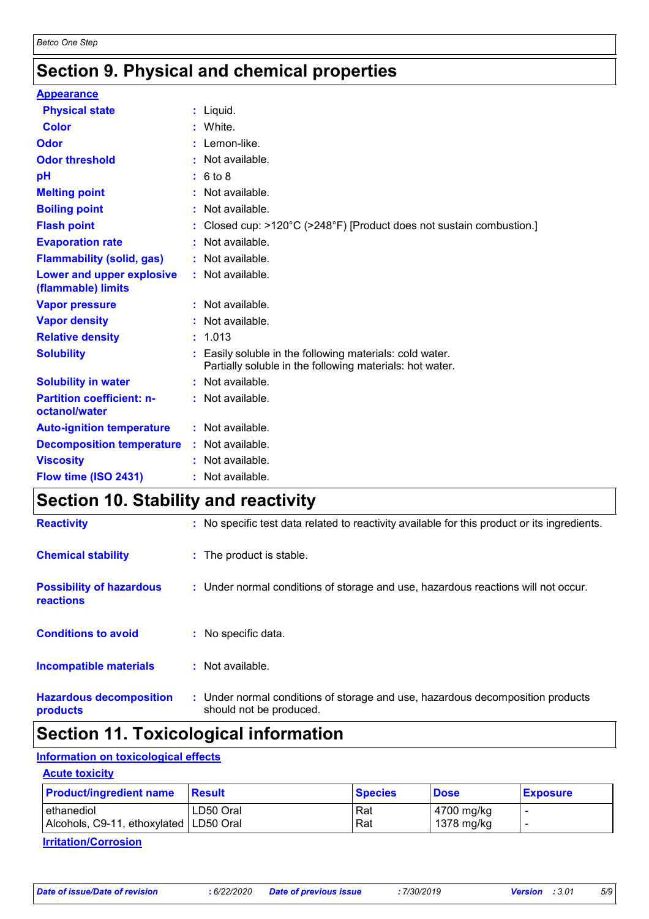# Section 9. Physical and chemical properties

**Appearance**

| | |
|---|---|
| **Physical state** | : Liquid. |
| **Color** | : White. |
| **Odor** | : Lemon-like. |
| **Odor threshold** | : Not available. |
| **pH** | : 6 to 8 |
| **Melting point** | : Not available. |
| **Boiling point** | : Not available. |
| **Flash point** | : Closed cup: >120°C (>248°F) [Product does not sustain combustion.] |
| **Evaporation rate** | : Not available. |
| **Flammability (solid, gas)** | : Not available. |
| **Lower and upper explosive (flammable) limits** | : Not available. |
| **Vapor pressure** | : Not available. |
| **Vapor density** | : Not available. |
| **Relative density** | : 1.013 |
| **Solubility** | : Easily soluble in the following materials: cold water. Partially soluble in the following materials: hot water. |
| **Solubility in water** | : Not available. |
| **Partition coefficient: n-octanol/water** | : Not available. |
| **Auto-ignition temperature** | : Not available. |
| **Decomposition temperature** | : Not available. |
| **Viscosity** | : Not available. |
| **Flow time (ISO 2431)** | : Not available. |

# Section 10. Stability and reactivity

| | |
|---|---|
| **Reactivity** | : No specific test data related to reactivity available for this product or its ingredients. |
| **Chemical stability** | : The product is stable. |
| **Possibility of hazardous reactions** | : Under normal conditions of storage and use, hazardous reactions will not occur. |
| **Conditions to avoid** | : No specific data. |
| **Incompatible materials** | : Not available. |
| **Hazardous decomposition products** | : Under normal conditions of storage and use, hazardous decomposition products should not be produced. |

# Section 11. Toxicological information

**Information on toxicological effects**

**Acute toxicity**

| Product/ingredient name | Result | Species | Dose | Exposure |
|---|---|---|---|---|
| ethanediol | LD50 Oral | Rat | 4700 mg/kg | - |
| Alcohols, C9-11, ethoxylated | LD50 Oral | Rat | 1378 mg/kg | - |

**Irritation/Corrosion**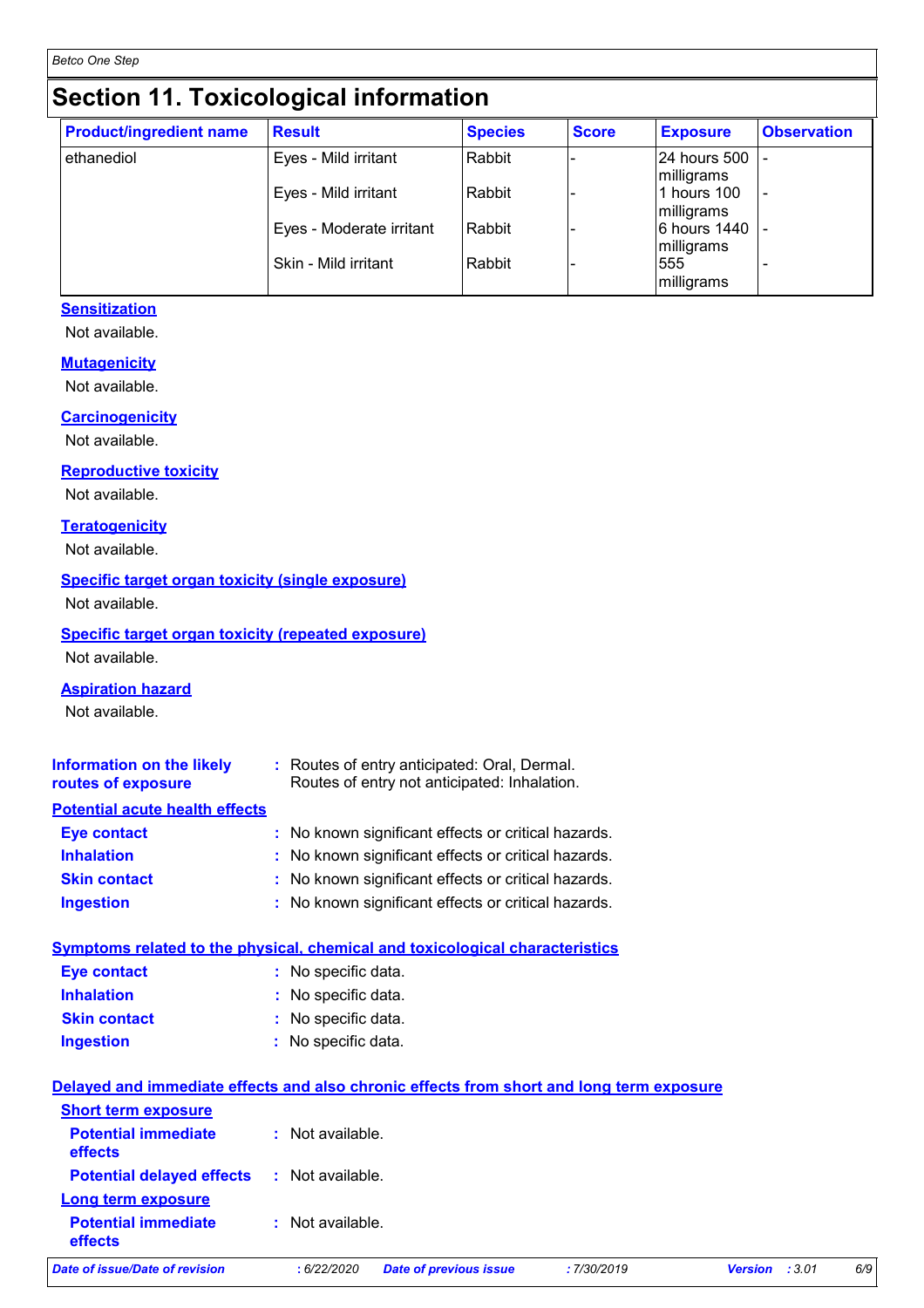# Section 11. Toxicological information

| Product/ingredient name | Result | Species | Score | Exposure | Observation |
|---|---|---|---|---|---|
| ethanediol | Eyes - Mild irritant | Rabbit | - | 24 hours 500 milligrams | - |
| | Eyes - Mild irritant | Rabbit | - | 1 hours 100 milligrams | - |
| | Eyes - Moderate irritant | Rabbit | - | 6 hours 1440 milligrams | - |
| | Skin - Mild irritant | Rabbit | - | 555 milligrams | - |

**Sensitization**

Not available.

**Mutagenicity**

Not available.

**Carcinogenicity**

Not available.

**Reproductive toxicity**

Not available.

**Teratogenicity**

Not available.

**Specific target organ toxicity (single exposure)**

Not available.

**Specific target organ toxicity (repeated exposure)**

Not available.

**Aspiration hazard**

Not available.

**Information on the likely routes of exposure** : Routes of entry anticipated: Oral, Dermal.
Routes of entry not anticipated: Inhalation.

**Potential acute health effects**

**Eye contact** : No known significant effects or critical hazards.

**Inhalation** : No known significant effects or critical hazards.

**Skin contact** : No known significant effects or critical hazards.

**Ingestion** : No known significant effects or critical hazards.

**Symptoms related to the physical, chemical and toxicological characteristics**

**Eye contact** : No specific data.

**Inhalation** : No specific data.

**Skin contact** : No specific data.

**Ingestion** : No specific data.

**Delayed and immediate effects and also chronic effects from short and long term exposure**

**Short term exposure**

**Potential immediate effects** : Not available.

**Potential delayed effects** : Not available.

**Long term exposure**

**Potential immediate effects** : Not available.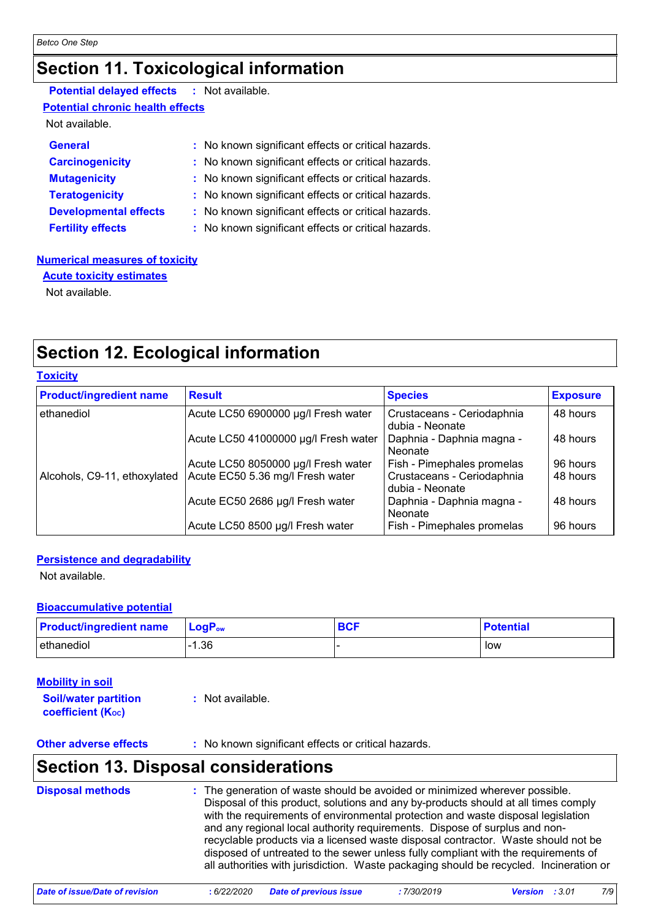## Section 11. Toxicological information

**Potential delayed effects** : Not available.

**Potential chronic health effects**

Not available.

**General** : No known significant effects or critical hazards.
**Carcinogenicity** : No known significant effects or critical hazards.
**Mutagenicity** : No known significant effects or critical hazards.
**Teratogenicity** : No known significant effects or critical hazards.
**Developmental effects** : No known significant effects or critical hazards.
**Fertility effects** : No known significant effects or critical hazards.

**Numerical measures of toxicity**

**Acute toxicity estimates**

Not available.

## Section 12. Ecological information

**Toxicity**

| Product/ingredient name | Result | Species | Exposure |
|---|---|---|---|
| ethanediol | Acute LC50 6900000 µg/l Fresh water | Crustaceans - Ceriodaphnia dubia - Neonate | 48 hours |
| | Acute LC50 41000000 µg/l Fresh water | Daphnia - Daphnia magna - Neonate | 48 hours |
| | Acute LC50 8050000 µg/l Fresh water | Fish - Pimephales promelas | 96 hours |
| Alcohols, C9-11, ethoxylated | Acute EC50 5.36 mg/l Fresh water | Crustaceans - Ceriodaphnia dubia - Neonate | 48 hours |
| | Acute EC50 2686 µg/l Fresh water | Daphnia - Daphnia magna - Neonate | 48 hours |
| | Acute LC50 8500 µg/l Fresh water | Fish - Pimephales promelas | 96 hours |

**Persistence and degradability**

Not available.

**Bioaccumulative potential**

| Product/ingredient name | $LogP_{ow}$ | BCF | Potential |
|---|---|---|---|
| ethanediol | -1.36 | - | low |

**Mobility in soil**

**Soil/water partition coefficient ($K_{OC}$)** : Not available.

**Other adverse effects** : No known significant effects or critical hazards.

## Section 13. Disposal considerations

**Disposal methods** : The generation of waste should be avoided or minimized wherever possible. Disposal of this product, solutions and any by-products should at all times comply with the requirements of environmental protection and waste disposal legislation and any regional local authority requirements. Dispose of surplus and non-recyclable products via a licensed waste disposal contractor. Waste should not be disposed of untreated to the sewer unless fully compliant with the requirements of all authorities with jurisdiction. Waste packaging should be recycled. Incineration or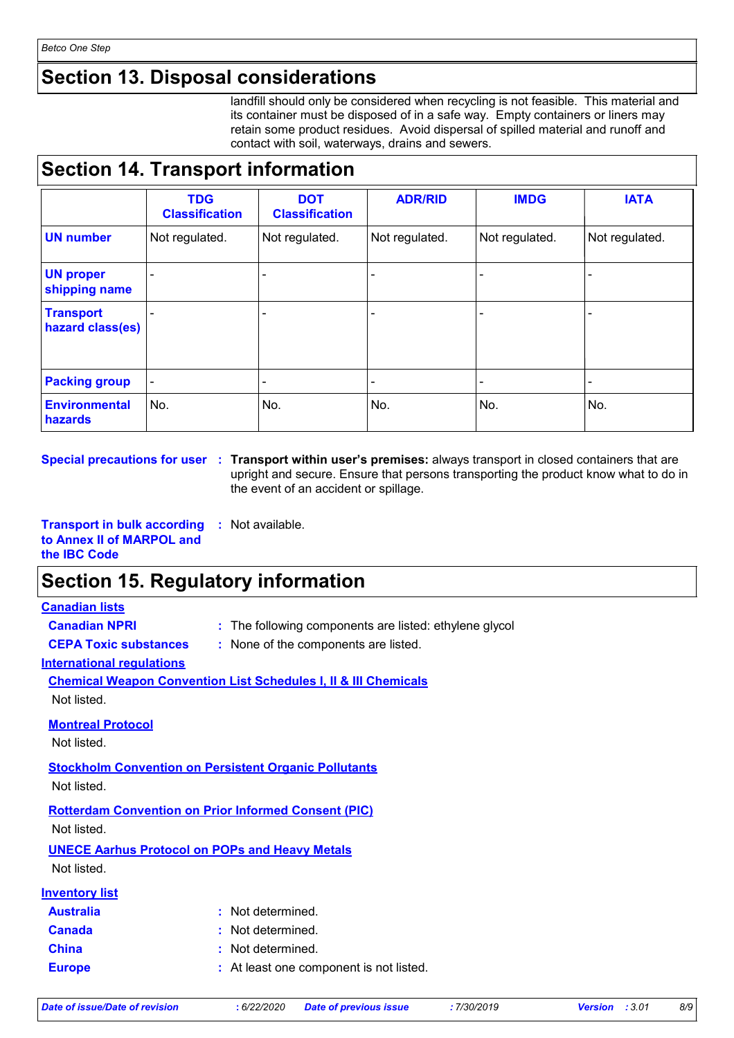## Section 13. Disposal considerations

landfill should only be considered when recycling is not feasible. This material and its container must be disposed of in a safe way. Empty containers or liners may retain some product residues. Avoid dispersal of spilled material and runoff and contact with soil, waterways, drains and sewers.

## Section 14. Transport information

| | TDG Classification | DOT Classification | ADR/RID | IMDG | IATA |
|---|---|---|---|---|---|
| **UN number** | Not regulated. | Not regulated. | Not regulated. | Not regulated. | Not regulated. |
| **UN proper shipping name** | - | - | - | - | - |
| **Transport hazard class(es)** | - | - | - | - | - |
| **Packing group** | - | - | - | - | - |
| **Environmental hazards** | No. | No. | No. | No. | No. |

**Special precautions for user** : **Transport within user's premises:** always transport in closed containers that are upright and secure. Ensure that persons transporting the product know what to do in the event of an accident or spillage.

**Transport in bulk according to Annex II of MARPOL and the IBC Code** : Not available.

## Section 15. Regulatory information

**Canadian lists**

**Canadian NPRI** : The following components are listed: ethylene glycol

**CEPA Toxic substances** : None of the components are listed.

**International regulations**

**Chemical Weapon Convention List Schedules I, II & III Chemicals**

Not listed.

**Montreal Protocol**

Not listed.

**Stockholm Convention on Persistent Organic Pollutants**

Not listed.

**Rotterdam Convention on Prior Informed Consent (PIC)**

Not listed.

**UNECE Aarhus Protocol on POPs and Heavy Metals**

Not listed.

**Inventory list**

**Australia** : Not determined.

**Canada** : Not determined.

**China** : Not determined.

**Europe** : At least one component is not listed.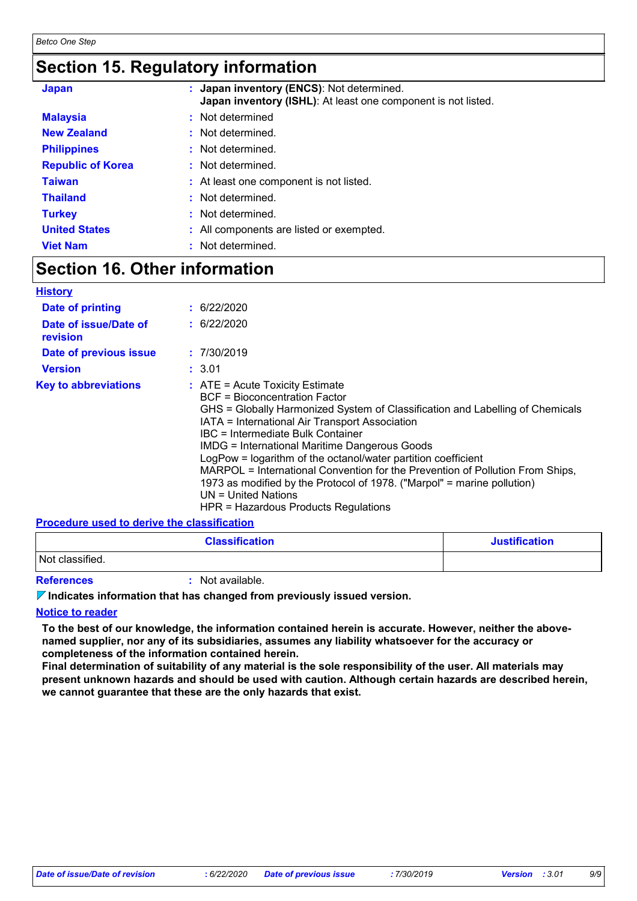## Section 15. Regulatory information

| | |
|---|---|
| **Japan** | : **Japan inventory (ENCS)**: Not determined.<br>**Japan inventory (ISHL)**: At least one component is not listed. |
| **Malaysia** | : Not determined |
| **New Zealand** | : Not determined. |
| **Philippines** | : Not determined. |
| **Republic of Korea** | : Not determined. |
| **Taiwan** | : At least one component is not listed. |
| **Thailand** | : Not determined. |
| **Turkey** | : Not determined. |
| **United States** | : All components are listed or exempted. |
| **Viet Nam** | : Not determined. |

## Section 16. Other information

**History**

| | |
|---|---|
| **Date of printing** | : 6/22/2020 |
| **Date of issue/Date of revision** | : 6/22/2020 |
| **Date of previous issue** | : 7/30/2019 |
| **Version** | : 3.01 |

**Key to abbreviations** :
ATE = Acute Toxicity Estimate
BCF = Bioconcentration Factor
GHS = Globally Harmonized System of Classification and Labelling of Chemicals
IATA = International Air Transport Association
IBC = Intermediate Bulk Container
IMDG = International Maritime Dangerous Goods
LogPow = logarithm of the octanol/water partition coefficient
MARPOL = International Convention for the Prevention of Pollution From Ships, 1973 as modified by the Protocol of 1978. ("Marpol" = marine pollution)
UN = United Nations
HPR = Hazardous Products Regulations

**Procedure used to derive the classification**

| Classification | Justification |
|---|---|
| Not classified. | |

**References** : Not available.

**Indicates information that has changed from previously issued version.**

**Notice to reader**

**To the best of our knowledge, the information contained herein is accurate. However, neither the above-named supplier, nor any of its subsidiaries, assumes any liability whatsoever for the accuracy or completeness of the information contained herein.**
**Final determination of suitability of any material is the sole responsibility of the user. All materials may present unknown hazards and should be used with caution. Although certain hazards are described herein, we cannot guarantee that these are the only hazards that exist.**